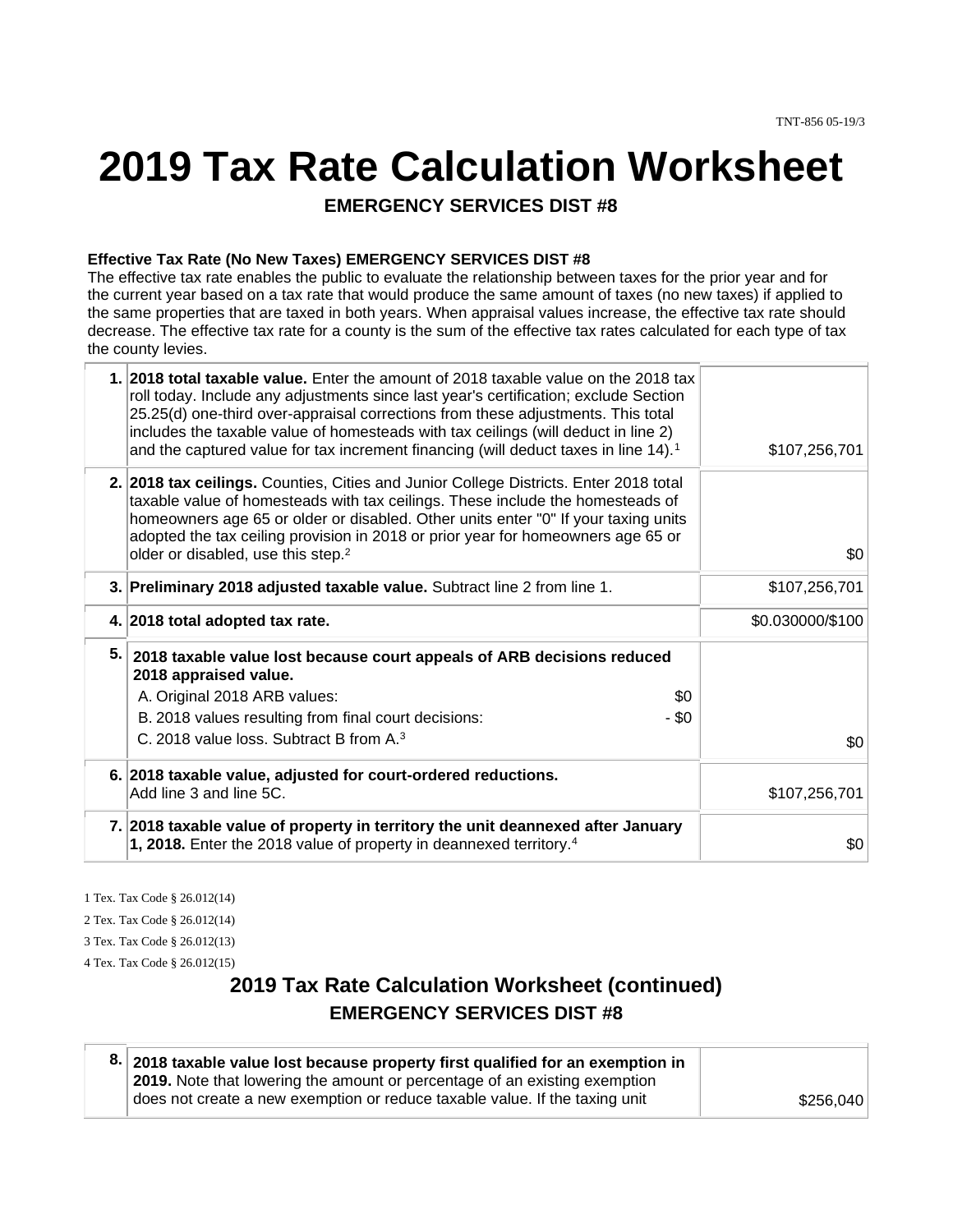# 2019 Tax Rate Calculation Worksheet

## EMERGENCY SERVICES DIST #8

**Effective Tax Rate (No New Taxes) EMERGENCY SERVICES DIST #8**

The effective tax rate enables the public to evaluate the relationship between taxes for the prior year and for the current year based on a tax rate that would produce the same amount of taxes (no new taxes) if applied to the same properties that are taxed in both years. When appraisal values increase, the effective tax rate should decrease. The effective tax rate for a county is the sum of the effective tax rates calculated for each type of tax the county levies.

| | | |
|---|---|---|
| 1. | **2018 total taxable value.** Enter the amount of 2018 taxable value on the 2018 tax roll today. Include any adjustments since last year's certification; exclude Section 25.25(d) one-third over-appraisal corrections from these adjustments. This total includes the taxable value of homesteads with tax ceilings (will deduct in line 2) and the captured value for tax increment financing (will deduct taxes in line 14).[1] | $107,256,701 |
| 2. | **2018 tax ceilings.** Counties, Cities and Junior College Districts. Enter 2018 total taxable value of homesteads with tax ceilings. These include the homesteads of homeowners age 65 or older or disabled. Other units enter "0" If your taxing units adopted the tax ceiling provision in 2018 or prior year for homeowners age 65 or older or disabled, use this step.[2] | $0 |
| 3. | **Preliminary 2018 adjusted taxable value.** Subtract line 2 from line 1. | $107,256,701 |
| 4. | **2018 total adopted tax rate.** | $0.030000/$100 |
| 5. | **2018 taxable value lost because court appeals of ARB decisions reduced 2018 appraised value.**<br>A. Original 2018 ARB values: $0<br>B. 2018 values resulting from final court decisions: - $0<br>C. 2018 value loss. Subtract B from A.[3] | $0 |
| 6. | **2018 taxable value, adjusted for court-ordered reductions.** Add line 3 and line 5C. | $107,256,701 |
| 7. | **2018 taxable value of property in territory the unit deannexed after January 1, 2018.** Enter the 2018 value of property in deannexed territory.[4] | $0 |

1 Tex. Tax Code § 26.012(14)

2 Tex. Tax Code § 26.012(14)

3 Tex. Tax Code § 26.012(13)

4 Tex. Tax Code § 26.012(15)

## 2019 Tax Rate Calculation Worksheet (continued)

### EMERGENCY SERVICES DIST #8

| | | |
|---|---|---|
| 8. | **2018 taxable value lost because property first qualified for an exemption in 2019.** Note that lowering the amount or percentage of an existing exemption does not create a new exemption or reduce taxable value. If the taxing unit | $256,040 |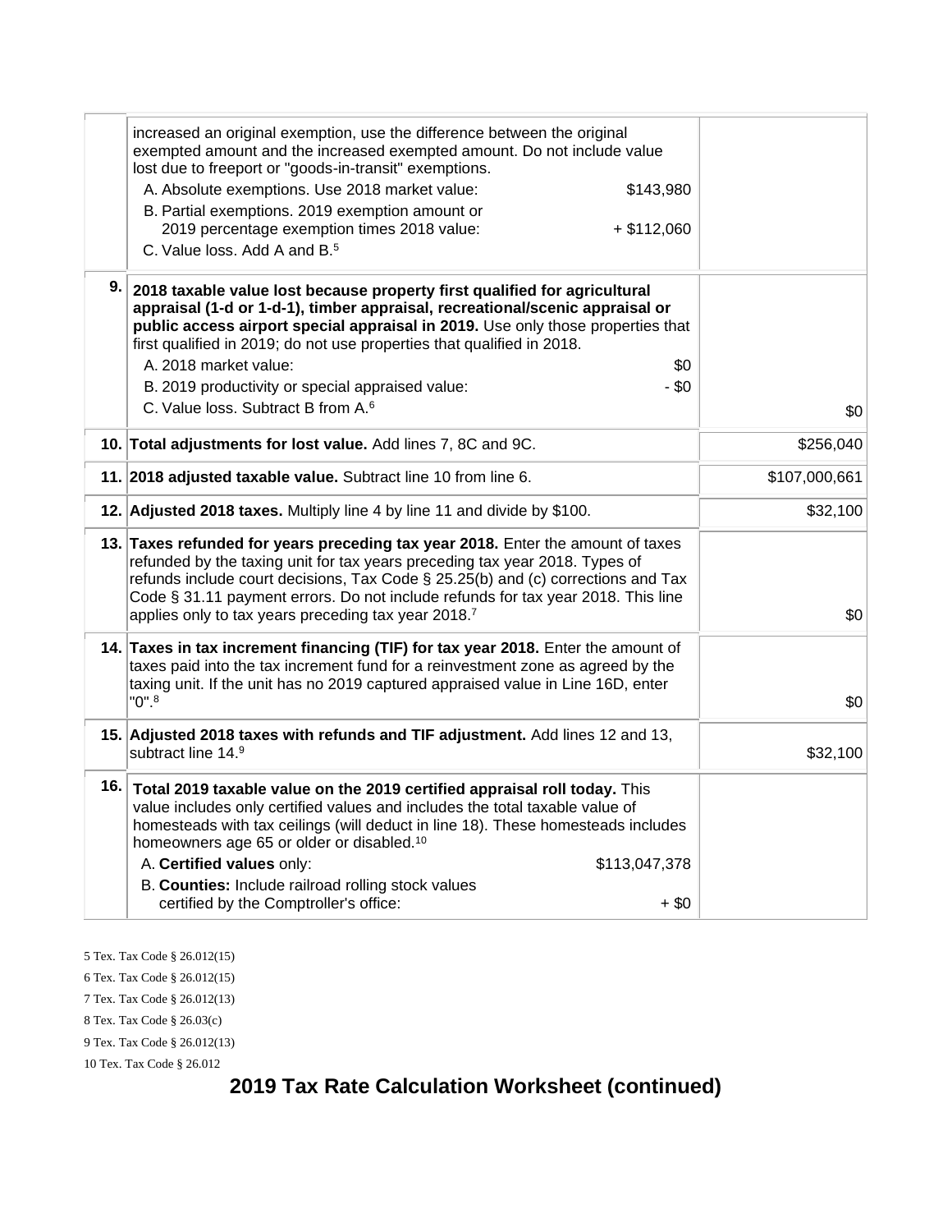| | | |
|---|---|---|
| | increased an original exemption, use the difference between the original exempted amount and the increased exempted amount. Do not include value lost due to freeport or "goods-in-transit" exemptions.<br>A. Absolute exemptions. Use 2018 market value: $143,980<br>B. Partial exemptions. 2019 exemption amount or 2019 percentage exemption times 2018 value: + $112,060<br>C. Value loss. Add A and B.[5] | |
| 9. | **2018 taxable value lost because property first qualified for agricultural appraisal (1-d or 1-d-1), timber appraisal, recreational/scenic appraisal or public access airport special appraisal in 2019.** Use only those properties that first qualified in 2019; do not use properties that qualified in 2018.<br>A. 2018 market value: $0<br>B. 2019 productivity or special appraised value: - $0<br>C. Value loss. Subtract B from A.[6] | $0 |
| 10. | **Total adjustments for lost value.** Add lines 7, 8C and 9C. | $256,040 |
| 11. | **2018 adjusted taxable value.** Subtract line 10 from line 6. | $107,000,661 |
| 12. | **Adjusted 2018 taxes.** Multiply line 4 by line 11 and divide by $100. | $32,100 |
| 13. | **Taxes refunded for years preceding tax year 2018.** Enter the amount of taxes refunded by the taxing unit for tax years preceding tax year 2018. Types of refunds include court decisions, Tax Code § 25.25(b) and (c) corrections and Tax Code § 31.11 payment errors. Do not include refunds for tax year 2018. This line applies only to tax years preceding tax year 2018.[7] | $0 |
| 14. | **Taxes in tax increment financing (TIF) for tax year 2018.** Enter the amount of taxes paid into the tax increment fund for a reinvestment zone as agreed by the taxing unit. If the unit has no 2019 captured appraised value in Line 16D, enter "0".[8] | $0 |
| 15. | **Adjusted 2018 taxes with refunds and TIF adjustment.** Add lines 12 and 13, subtract line 14.[9] | $32,100 |
| 16. | **Total 2019 taxable value on the 2019 certified appraisal roll today.** This value includes only certified values and includes the total taxable value of homesteads with tax ceilings (will deduct in line 18). These homesteads includes homeowners age 65 or older or disabled.[10]<br>A. **Certified values** only: $113,047,378<br>B. **Counties:** Include railroad rolling stock values certified by the Comptroller's office: + $0 | |

5 Tex. Tax Code § 26.012(15)

6 Tex. Tax Code § 26.012(15)

7 Tex. Tax Code § 26.012(13)

8 Tex. Tax Code § 26.03(c)

9 Tex. Tax Code § 26.012(13)

10 Tex. Tax Code § 26.012

## 2019 Tax Rate Calculation Worksheet (continued)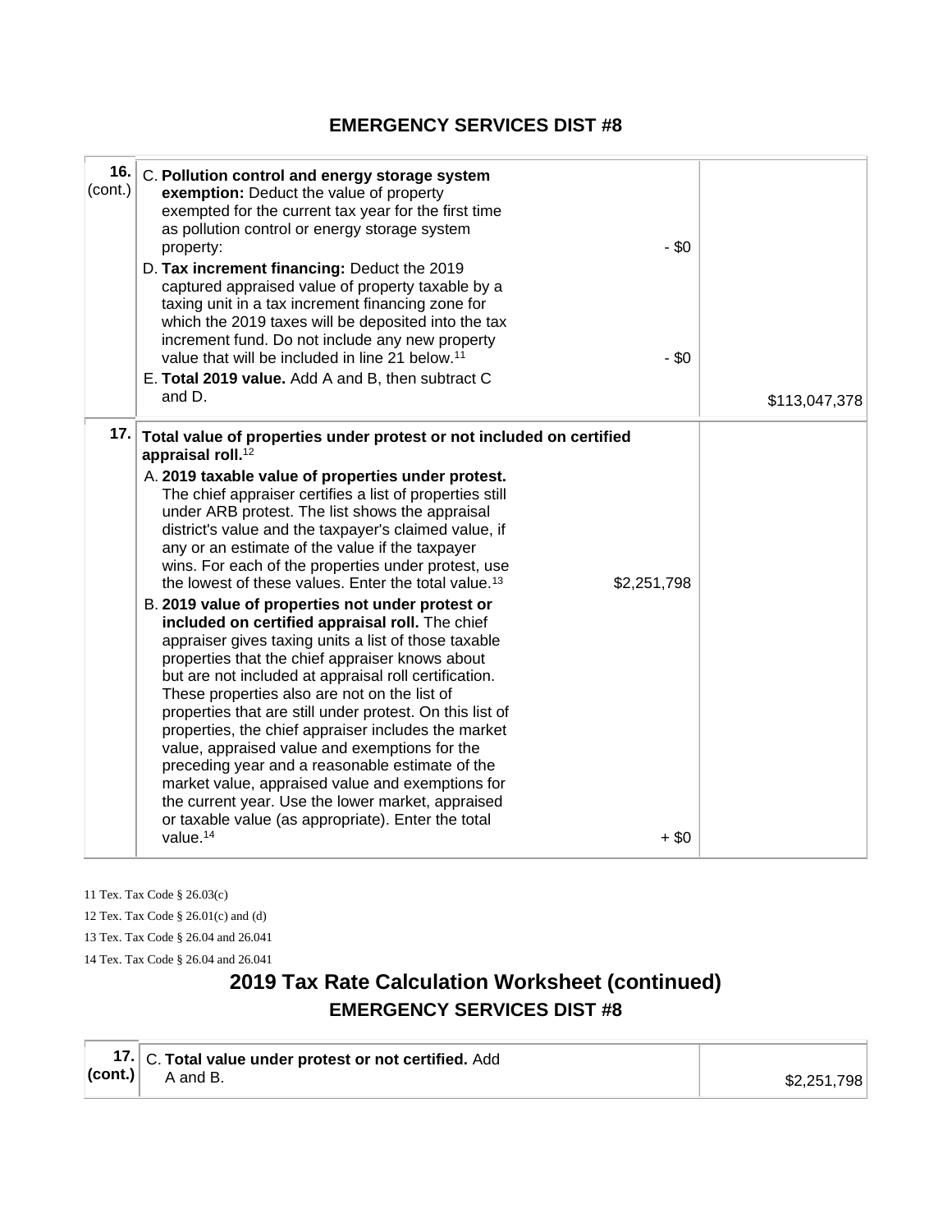## EMERGENCY SERVICES DIST #8

| Line | Description | Amount | Total |
|---|---|---|---|
| 16. (cont.) | C. **Pollution control and energy storage system exemption:** Deduct the value of property exempted for the current tax year for the first time as pollution control or energy storage system property: | - $0 | |
| | D. **Tax increment financing:** Deduct the 2019 captured appraised value of property taxable by a taxing unit in a tax increment financing zone for which the 2019 taxes will be deposited into the tax increment fund. Do not include any new property value that will be included in line 21 below.[11] | - $0 | |
| | E. **Total 2019 value.** Add A and B, then subtract C and D. | | $113,047,378 |
| 17. | **Total value of properties under protest or not included on certified appraisal roll.**[12] | | |
| | A. **2019 taxable value of properties under protest.** The chief appraiser certifies a list of properties still under ARB protest. The list shows the appraisal district's value and the taxpayer's claimed value, if any or an estimate of the value if the taxpayer wins. For each of the properties under protest, use the lowest of these values. Enter the total value.[13] | $2,251,798 | |
| | B. **2019 value of properties not under protest or included on certified appraisal roll.** The chief appraiser gives taxing units a list of those taxable properties that the chief appraiser knows about but are not included at appraisal roll certification. These properties also are not on the list of properties that are still under protest. On this list of properties, the chief appraiser includes the market value, appraised value and exemptions for the preceding year and a reasonable estimate of the market value, appraised value and exemptions for the current year. Use the lower market, appraised or taxable value (as appropriate). Enter the total value.[14] | + $0 | |

11 Tex. Tax Code § 26.03(c)

12 Tex. Tax Code § 26.01(c) and (d)

13 Tex. Tax Code § 26.04 and 26.041

14 Tex. Tax Code § 26.04 and 26.041

# 2019 Tax Rate Calculation Worksheet (continued)

## EMERGENCY SERVICES DIST #8

| Line | Description | Total |
|---|---|---|
| **17. (cont.)** | C. **Total value under protest or not certified.** Add A and B. | $2,251,798 |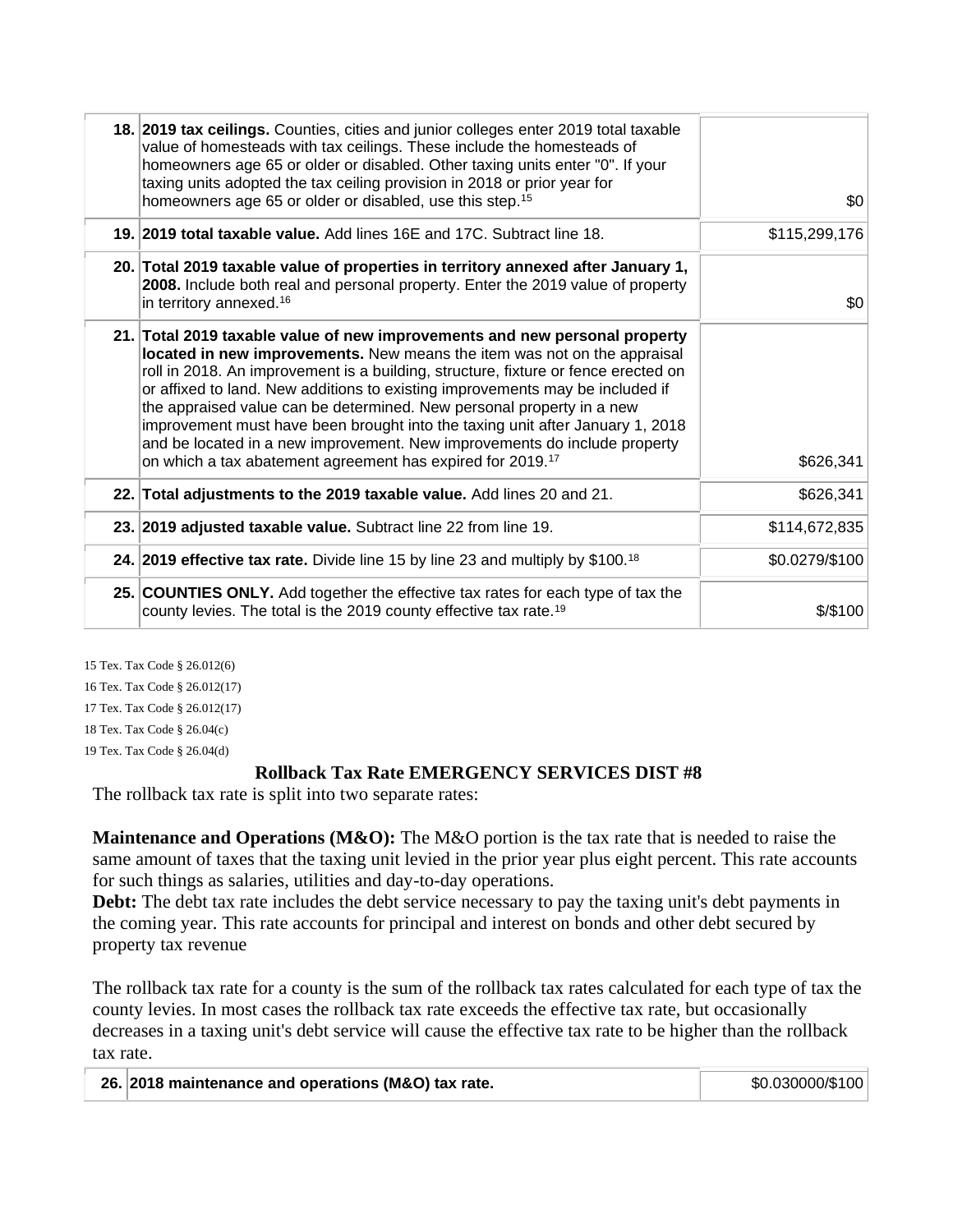| | | |
|---|---|---|
| 18. | **2019 tax ceilings.** Counties, cities and junior colleges enter 2019 total taxable value of homesteads with tax ceilings. These include the homesteads of homeowners age 65 or older or disabled. Other taxing units enter "0". If your taxing units adopted the tax ceiling provision in 2018 or prior year for homeowners age 65 or older or disabled, use this step.[15] | $0 |
| 19. | **2019 total taxable value.** Add lines 16E and 17C. Subtract line 18. | $115,299,176 |
| 20. | **Total 2019 taxable value of properties in territory annexed after January 1, 2008.** Include both real and personal property. Enter the 2019 value of property in territory annexed.[16] | $0 |
| 21. | **Total 2019 taxable value of new improvements and new personal property located in new improvements.** New means the item was not on the appraisal roll in 2018. An improvement is a building, structure, fixture or fence erected on or affixed to land. New additions to existing improvements may be included if the appraised value can be determined. New personal property in a new improvement must have been brought into the taxing unit after January 1, 2018 and be located in a new improvement. New improvements do include property on which a tax abatement agreement has expired for 2019.[17] | $626,341 |
| 22. | **Total adjustments to the 2019 taxable value.** Add lines 20 and 21. | $626,341 |
| 23. | **2019 adjusted taxable value.** Subtract line 22 from line 19. | $114,672,835 |
| 24. | **2019 effective tax rate.** Divide line 15 by line 23 and multiply by $100.[18] | $0.0279/$100 |
| 25. | **COUNTIES ONLY.** Add together the effective tax rates for each type of tax the county levies. The total is the 2019 county effective tax rate.[19] | $/$100 |

15 Tex. Tax Code § 26.012(6)

16 Tex. Tax Code § 26.012(17)

17 Tex. Tax Code § 26.012(17)

18 Tex. Tax Code § 26.04(c)

19 Tex. Tax Code § 26.04(d)

## Rollback Tax Rate EMERGENCY SERVICES DIST #8

The rollback tax rate is split into two separate rates:

**Maintenance and Operations (M&O):** The M&O portion is the tax rate that is needed to raise the same amount of taxes that the taxing unit levied in the prior year plus eight percent. This rate accounts for such things as salaries, utilities and day-to-day operations.
**Debt:** The debt tax rate includes the debt service necessary to pay the taxing unit's debt payments in the coming year. This rate accounts for principal and interest on bonds and other debt secured by property tax revenue

The rollback tax rate for a county is the sum of the rollback tax rates calculated for each type of tax the county levies. In most cases the rollback tax rate exceeds the effective tax rate, but occasionally decreases in a taxing unit's debt service will cause the effective tax rate to be higher than the rollback tax rate.

| | | |
|---|---|---|
| 26. | **2018 maintenance and operations (M&O) tax rate.** | $0.030000/$100 |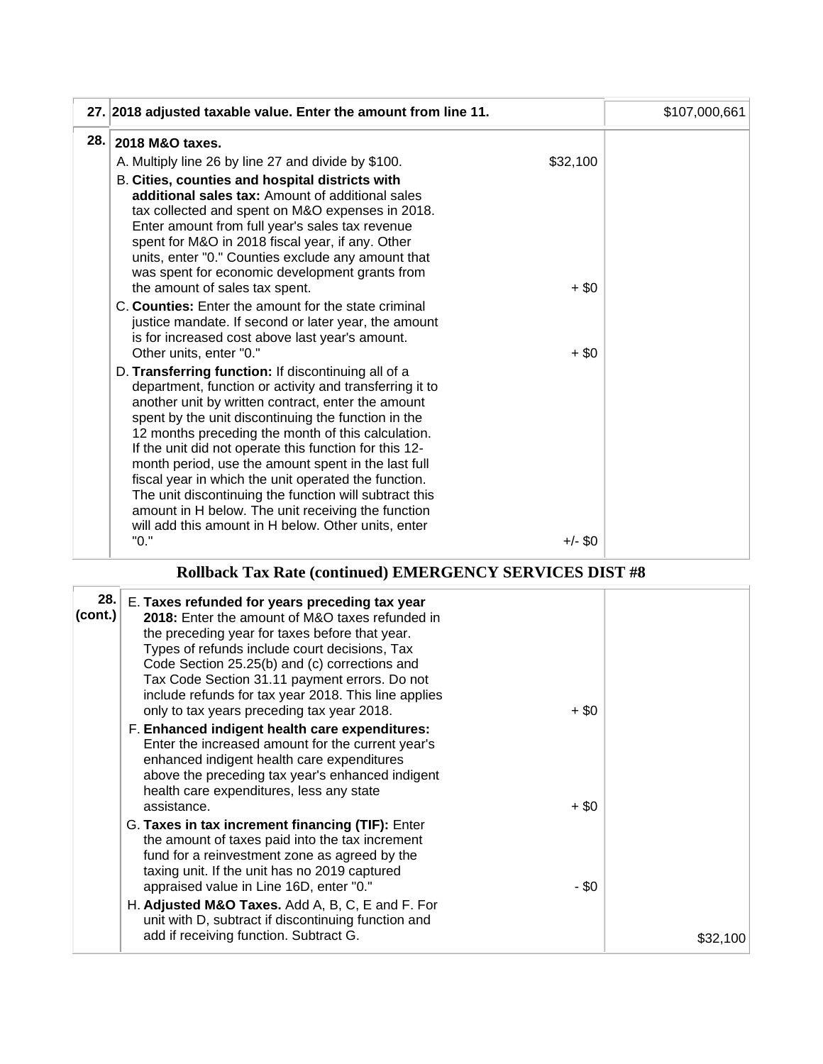| | | |
|---|---|---|
| **27.** | **2018 adjusted taxable value. Enter the amount from line 11.** | $107,000,661 |

| | | | |
|---|---|---|---|
| **28.** | **2018 M&O taxes.** | | |
| | A. Multiply line 26 by line 27 and divide by $100. | $32,100 | |
| | B. **Cities, counties and hospital districts with additional sales tax:** Amount of additional sales tax collected and spent on M&O expenses in 2018. Enter amount from full year's sales tax revenue spent for M&O in 2018 fiscal year, if any. Other units, enter "0." Counties exclude any amount that was spent for economic development grants from the amount of sales tax spent. | + $0 | |
| | C. **Counties:** Enter the amount for the state criminal justice mandate. If second or later year, the amount is for increased cost above last year's amount. Other units, enter "0." | + $0 | |
| | D. **Transferring function:** If discontinuing all of a department, function or activity and transferring it to another unit by written contract, enter the amount spent by the unit discontinuing the function in the 12 months preceding the month of this calculation. If the unit did not operate this function for this 12-month period, use the amount spent in the last full fiscal year in which the unit operated the function. The unit discontinuing the function will subtract this amount in H below. The unit receiving the function will add this amount in H below. Other units, enter "0." | +/- $0 | |

## Rollback Tax Rate (continued) EMERGENCY SERVICES DIST #8

| | | | |
|---|---|---|---|
| **28. (cont.)** | E. **Taxes refunded for years preceding tax year 2018:** Enter the amount of M&O taxes refunded in the preceding year for taxes before that year. Types of refunds include court decisions, Tax Code Section 25.25(b) and (c) corrections and Tax Code Section 31.11 payment errors. Do not include refunds for tax year 2018. This line applies only to tax years preceding tax year 2018. | + $0 | |
| | F. **Enhanced indigent health care expenditures:** Enter the increased amount for the current year's enhanced indigent health care expenditures above the preceding tax year's enhanced indigent health care expenditures, less any state assistance. | + $0 | |
| | G. **Taxes in tax increment financing (TIF):** Enter the amount of taxes paid into the tax increment fund for a reinvestment zone as agreed by the taxing unit. If the unit has no 2019 captured appraised value in Line 16D, enter "0." | - $0 | |
| | H. **Adjusted M&O Taxes.** Add A, B, C, E and F. For unit with D, subtract if discontinuing function and add if receiving function. Subtract G. | | $32,100 |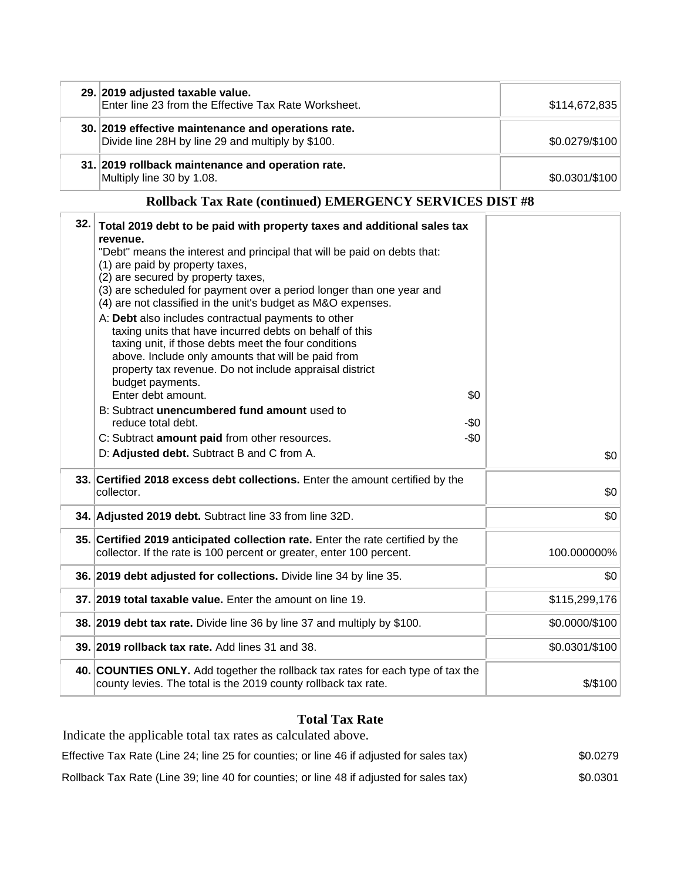| | | |
|---|---|---|
| 29. | **2019 adjusted taxable value.** Enter line 23 from the Effective Tax Rate Worksheet. | $114,672,835 |
| 30. | **2019 effective maintenance and operations rate.** Divide line 28H by line 29 and multiply by $100. | $0.0279/$100 |
| 31. | **2019 rollback maintenance and operation rate.** Multiply line 30 by 1.08. | $0.0301/$100 |

## Rollback Tax Rate (continued) EMERGENCY SERVICES DIST #8

| | | |
|---|---|---|
| 32. | **Total 2019 debt to be paid with property taxes and additional sales tax revenue.**<br>"Debt" means the interest and principal that will be paid on debts that:<br>(1) are paid by property taxes,<br>(2) are secured by property taxes,<br>(3) are scheduled for payment over a period longer than one year and<br>(4) are not classified in the unit's budget as M&O expenses.<br>A: **Debt** also includes contractual payments to other taxing units that have incurred debts on behalf of this taxing unit, if those debts meet the four conditions above. Include only amounts that will be paid from property tax revenue. Do not include appraisal district budget payments. Enter debt amount. $0<br>B: Subtract **unencumbered fund amount** used to reduce total debt. -$0<br>C: Subtract **amount paid** from other resources. -$0<br>D: **Adjusted debt.** Subtract B and C from A. | $0 |
| 33. | **Certified 2018 excess debt collections.** Enter the amount certified by the collector. | $0 |
| 34. | **Adjusted 2019 debt.** Subtract line 33 from line 32D. | $0 |
| 35. | **Certified 2019 anticipated collection rate.** Enter the rate certified by the collector. If the rate is 100 percent or greater, enter 100 percent. | 100.000000% |
| 36. | **2019 debt adjusted for collections.** Divide line 34 by line 35. | $0 |
| 37. | **2019 total taxable value.** Enter the amount on line 19. | $115,299,176 |
| 38. | **2019 debt tax rate.** Divide line 36 by line 37 and multiply by $100. | $0.0000/$100 |
| 39. | **2019 rollback tax rate.** Add lines 31 and 38. | $0.0301/$100 |
| 40. | **COUNTIES ONLY.** Add together the rollback tax rates for each type of tax the county levies. The total is the 2019 county rollback tax rate. | $/$100 |

## Total Tax Rate

Indicate the applicable total tax rates as calculated above.

| | |
|---|---|
| Effective Tax Rate (Line 24; line 25 for counties; or line 46 if adjusted for sales tax) | $0.0279 |
| Rollback Tax Rate (Line 39; line 40 for counties; or line 48 if adjusted for sales tax) | $0.0301 |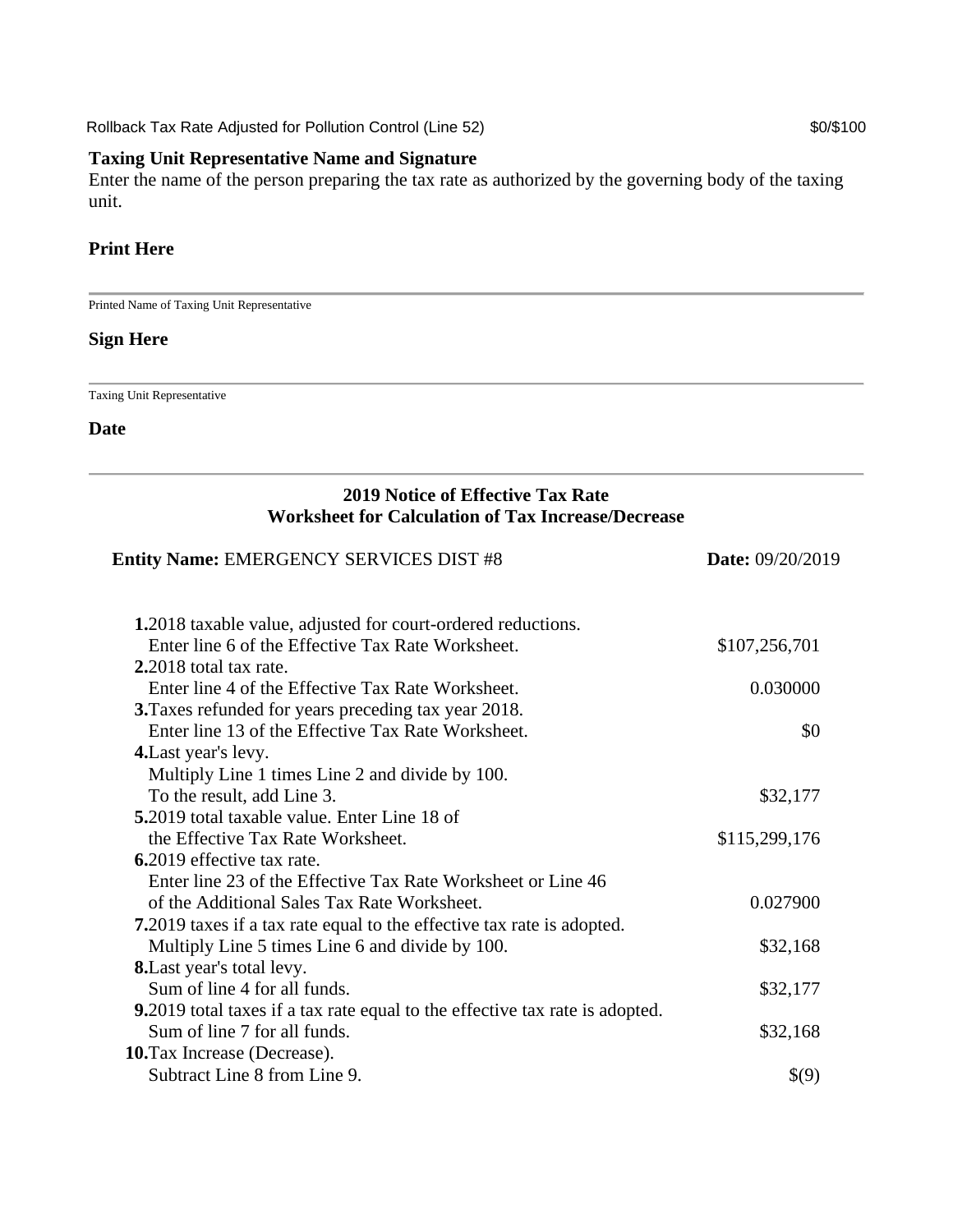Rollback Tax Rate Adjusted for Pollution Control (Line 52) $0/$100

**Taxing Unit Representative Name and Signature**

Enter the name of the person preparing the tax rate as authorized by the governing body of the taxing unit.

**Print Here**

Printed Name of Taxing Unit Representative

**Sign Here**

Taxing Unit Representative

**Date**

## 2019 Notice of Effective Tax Rate
## Worksheet for Calculation of Tax Increase/Decrease

**Entity Name:** EMERGENCY SERVICES DIST #8 **Date:** 09/20/2019

| | |
|---|---|
| **1.** 2018 taxable value, adjusted for court-ordered reductions. Enter line 6 of the Effective Tax Rate Worksheet. | $107,256,701 |
| **2.** 2018 total tax rate. Enter line 4 of the Effective Tax Rate Worksheet. | 0.030000 |
| **3.** Taxes refunded for years preceding tax year 2018. Enter line 13 of the Effective Tax Rate Worksheet. | $0 |
| **4.** Last year's levy. Multiply Line 1 times Line 2 and divide by 100. To the result, add Line 3. | $32,177 |
| **5.** 2019 total taxable value. Enter Line 18 of the Effective Tax Rate Worksheet. | $115,299,176 |
| **6.** 2019 effective tax rate. Enter line 23 of the Effective Tax Rate Worksheet or Line 46 of the Additional Sales Tax Rate Worksheet. | 0.027900 |
| **7.** 2019 taxes if a tax rate equal to the effective tax rate is adopted. Multiply Line 5 times Line 6 and divide by 100. | $32,168 |
| **8.** Last year's total levy. Sum of line 4 for all funds. | $32,177 |
| **9.** 2019 total taxes if a tax rate equal to the effective tax rate is adopted. Sum of line 7 for all funds. | $32,168 |
| **10.** Tax Increase (Decrease). Subtract Line 8 from Line 9. | $(9) |